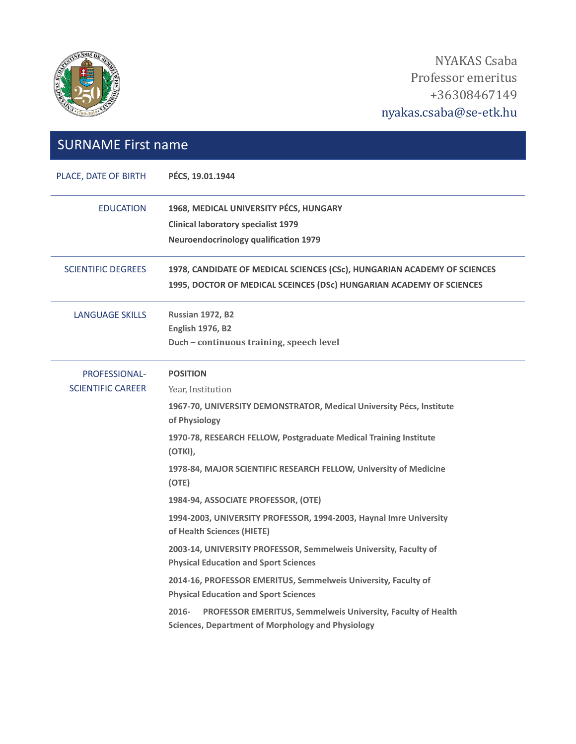NYAKAS Csaba
Professor emeritus
+36308467149
nyakas.csaba@se-etk.hu

## SURNAME First name

| | |
|---|---|
| PLACE, DATE OF BIRTH | **PÉCS, 19.01.1944** |
| EDUCATION | **1968, MEDICAL UNIVERSITY PÉCS, HUNGARY**<br>**Clinical laboratory specialist 1979**<br>**Neuroendocrinology qualification 1979** |
| SCIENTIFIC DEGREES | **1978, CANDIDATE OF MEDICAL SCIENCES (CSc), HUNGARIAN ACADEMY OF SCIENCES**<br>**1995, DOCTOR OF MEDICAL SCEINCES (DSc) HUNGARIAN ACADEMY OF SCIENCES** |
| LANGUAGE SKILLS | **Russian 1972, B2**<br>**English 1976, B2**<br>**Duch – continuous training, speech level** |
| PROFESSIONAL-SCIENTIFIC CAREER | **POSITION**<br>Year, Institution<br>**1967-70, UNIVERSITY DEMONSTRATOR, Medical University Pécs, Institute of Physiology**<br>**1970-78, RESEARCH FELLOW, Postgraduate Medical Training Institute (OTKI),**<br>**1978-84, MAJOR SCIENTIFIC RESEARCH FELLOW, University of Medicine (OTE)**<br>**1984-94, ASSOCIATE PROFESSOR, (OTE)**<br>**1994-2003, UNIVERSITY PROFESSOR, 1994-2003, Haynal Imre University of Health Sciences (HIETE)**<br>**2003-14, UNIVERSITY PROFESSOR, Semmelweis University, Faculty of Physical Education and Sport Sciences**<br>**2014-16, PROFESSOR EMERITUS, Semmelweis University, Faculty of Physical Education and Sport Sciences**<br>**2016- PROFESSOR EMERITUS, Semmelweis University, Faculty of Health Sciences, Department of Morphology and Physiology** |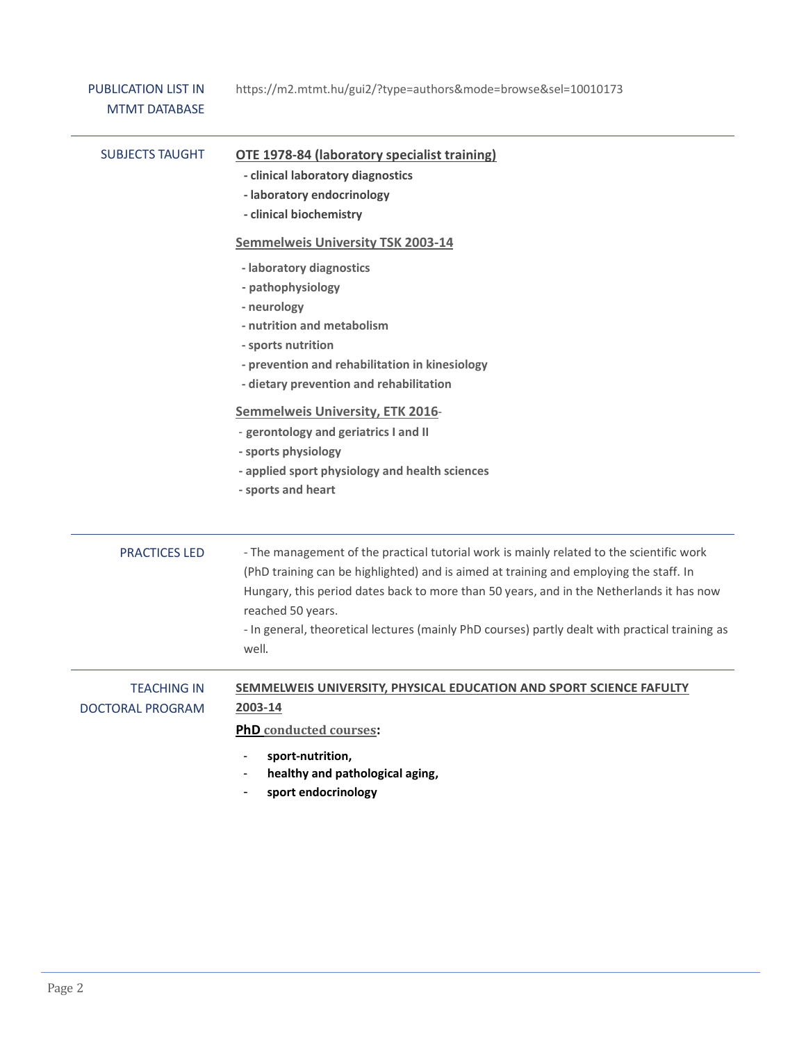**PUBLICATION LIST IN MTMT DATABASE**

https://m2.mtmt.hu/gui2/?type=authors&mode=browse&sel=10010173

---

**SUBJECTS TAUGHT**

**OTE 1978-84 (laboratory specialist training)**

- **clinical laboratory diagnostics**
- **laboratory endocrinology**
- **clinical biochemistry**

**Semmelweis University TSK 2003-14**

- **laboratory diagnostics**
- **pathophysiology**
- **neurology**
- **nutrition and metabolism**
- **sports nutrition**
- **prevention and rehabilitation in kinesiology**
- **dietary prevention and rehabilitation**

**Semmelweis University, ETK 2016**-

- **gerontology and geriatrics I and II**
- **sports physiology**
- **applied sport physiology and health sciences**
- **sports and heart**

---

**PRACTICES LED**

- The management of the practical tutorial work is mainly related to the scientific work (PhD training can be highlighted) and is aimed at training and employing the staff. In Hungary, this period dates back to more than 50 years, and in the Netherlands it has now reached 50 years.
- In general, theoretical lectures (mainly PhD courses) partly dealt with practical training as well.

---

**TEACHING IN DOCTORAL PROGRAM**

**SEMMELWEIS UNIVERSITY, PHYSICAL EDUCATION AND SPORT SCIENCE FAFULTY 2003-14**

**PhD conducted courses:**

- **sport-nutrition,**
- **healthy and pathological aging,**
- **sport endocrinology**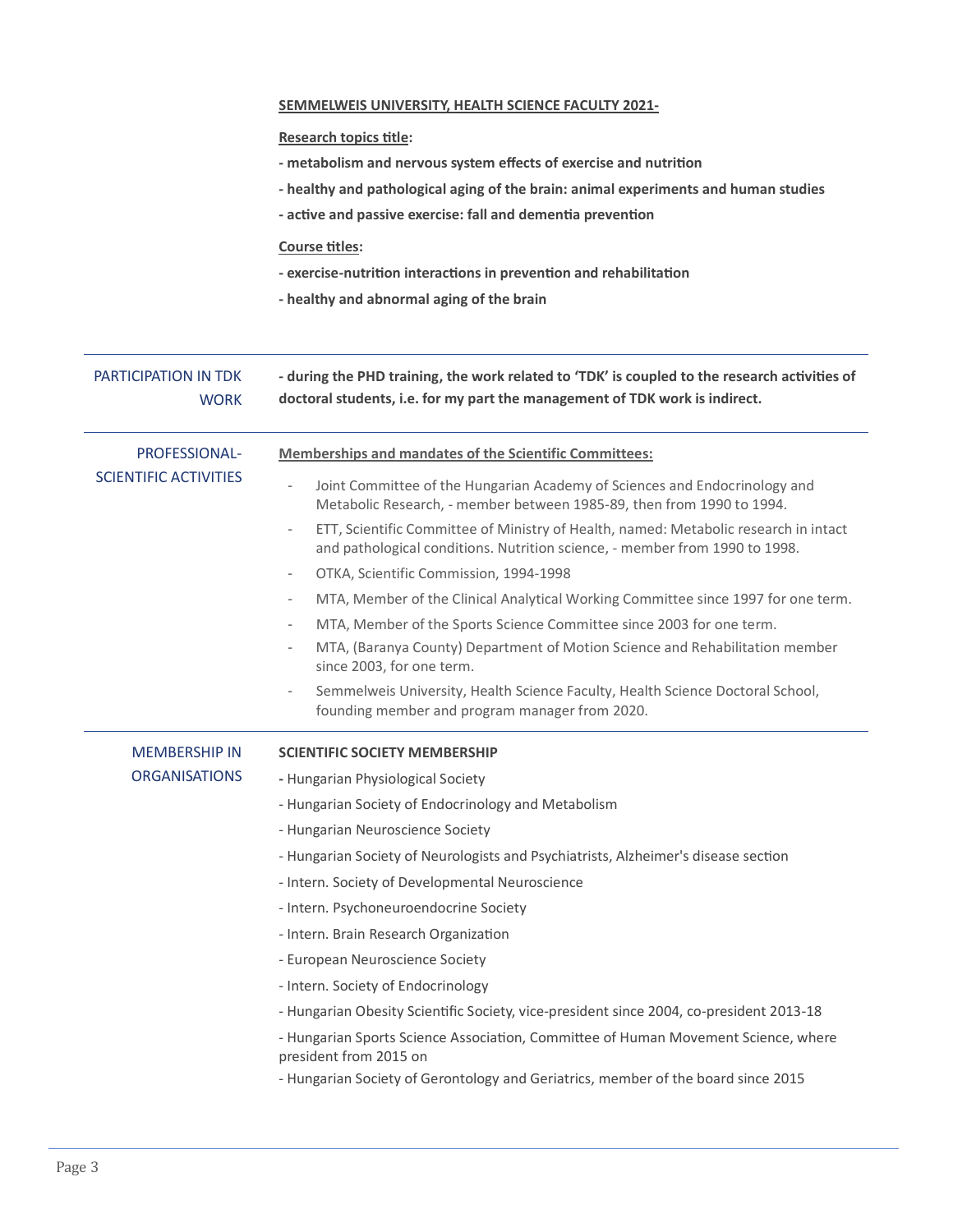**SEMMELWEIS UNIVERSITY, HEALTH SCIENCE FACULTY 2021-**

**Research topics title:**

**- metabolism and nervous system effects of exercise and nutrition**

**- healthy and pathological aging of the brain: animal experiments and human studies**

**- active and passive exercise: fall and dementia prevention**

**Course titles:**

**- exercise-nutrition interactions in prevention and rehabilitation**

**- healthy and abnormal aging of the brain**

---

## PARTICIPATION IN TDK WORK

**- during the PHD training, the work related to 'TDK' is coupled to the research activities of doctoral students, i.e. for my part the management of TDK work is indirect.**

---

## PROFESSIONAL-SCIENTIFIC ACTIVITIES

**Memberships and mandates of the Scientific Committees:**

- Joint Committee of the Hungarian Academy of Sciences and Endocrinology and Metabolic Research, - member between 1985-89, then from 1990 to 1994.
- ETT, Scientific Committee of Ministry of Health, named: Metabolic research in intact and pathological conditions. Nutrition science, - member from 1990 to 1998.
- OTKA, Scientific Commission, 1994-1998
- MTA, Member of the Clinical Analytical Working Committee since 1997 for one term.
- MTA, Member of the Sports Science Committee since 2003 for one term.
- MTA, (Baranya County) Department of Motion Science and Rehabilitation member since 2003, for one term.
- Semmelweis University, Health Science Faculty, Health Science Doctoral School, founding member and program manager from 2020.

---

## MEMBERSHIP IN ORGANISATIONS

**SCIENTIFIC SOCIETY MEMBERSHIP**

- Hungarian Physiological Society
- Hungarian Society of Endocrinology and Metabolism
- Hungarian Neuroscience Society
- Hungarian Society of Neurologists and Psychiatrists, Alzheimer's disease section
- Intern. Society of Developmental Neuroscience
- Intern. Psychoneuroendocrine Society
- Intern. Brain Research Organization
- European Neuroscience Society
- Intern. Society of Endocrinology
- Hungarian Obesity Scientific Society, vice-president since 2004, co-president 2013-18
- Hungarian Sports Science Association, Committee of Human Movement Science, where president from 2015 on
- Hungarian Society of Gerontology and Geriatrics, member of the board since 2015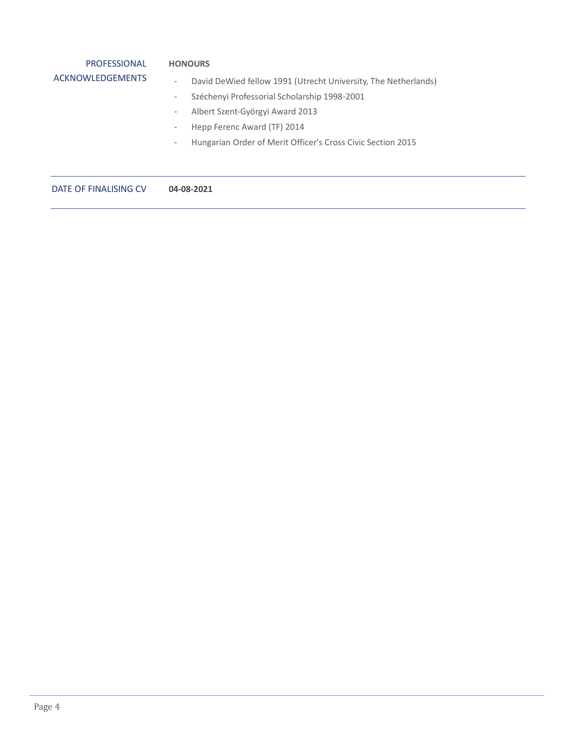PROFESSIONAL ACKNOWLEDGEMENTS

**HONOURS**

- David DeWied fellow 1991 (Utrecht University, The Netherlands)
- Széchenyi Professorial Scholarship 1998-2001
- Albert Szent-Györgyi Award 2013
- Hepp Ferenc Award (TF) 2014
- Hungarian Order of Merit Officer's Cross Civic Section 2015

---

DATE OF FINALISING CV **04-08-2021**

---